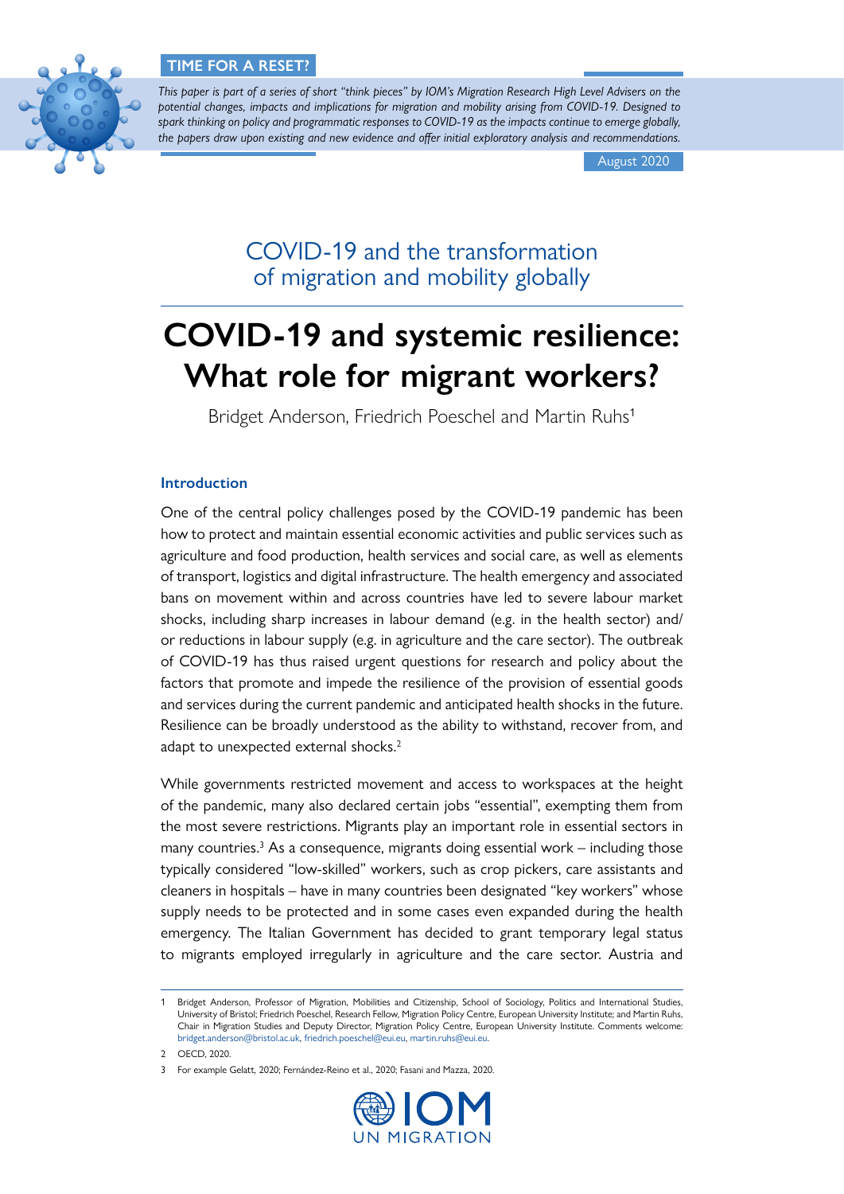**TIME FOR A RESET?**

*This paper is part of a series of short "think pieces" by IOM's Migration Research High Level Advisers on the potential changes, impacts and implications for migration and mobility arising from COVID-19. Designed to spark thinking on policy and programmatic responses to COVID-19 as the impacts continue to emerge globally, the papers draw upon existing and new evidence and offer initial exploratory analysis and recommendations.*

August 2020

## COVID-19 and the transformation of migration and mobility globally

# COVID-19 and systemic resilience: What role for migrant workers?

Bridget Anderson, Friedrich Poeschel and Martin Ruhs[1]

### Introduction

One of the central policy challenges posed by the COVID-19 pandemic has been how to protect and maintain essential economic activities and public services such as agriculture and food production, health services and social care, as well as elements of transport, logistics and digital infrastructure. The health emergency and associated bans on movement within and across countries have led to severe labour market shocks, including sharp increases in labour demand (e.g. in the health sector) and/or reductions in labour supply (e.g. in agriculture and the care sector). The outbreak of COVID-19 has thus raised urgent questions for research and policy about the factors that promote and impede the resilience of the provision of essential goods and services during the current pandemic and anticipated health shocks in the future. Resilience can be broadly understood as the ability to withstand, recover from, and adapt to unexpected external shocks.[2]

While governments restricted movement and access to workspaces at the height of the pandemic, many also declared certain jobs "essential", exempting them from the most severe restrictions. Migrants play an important role in essential sectors in many countries.[3] As a consequence, migrants doing essential work – including those typically considered "low-skilled" workers, such as crop pickers, care assistants and cleaners in hospitals – have in many countries been designated "key workers" whose supply needs to be protected and in some cases even expanded during the health emergency. The Italian Government has decided to grant temporary legal status to migrants employed irregularly in agriculture and the care sector. Austria and

1 Bridget Anderson, Professor of Migration, Mobilities and Citizenship, School of Sociology, Politics and International Studies, University of Bristol; Friedrich Poeschel, Research Fellow, Migration Policy Centre, European University Institute; and Martin Ruhs, Chair in Migration Studies and Deputy Director, Migration Policy Centre, European University Institute. Comments welcome: bridget.anderson@bristol.ac.uk, friedrich.poeschel@eui.eu, martin.ruhs@eui.eu.

2 OECD, 2020.

3 For example Gelatt, 2020; Fernández-Reino et al., 2020; Fasani and Mazza, 2020.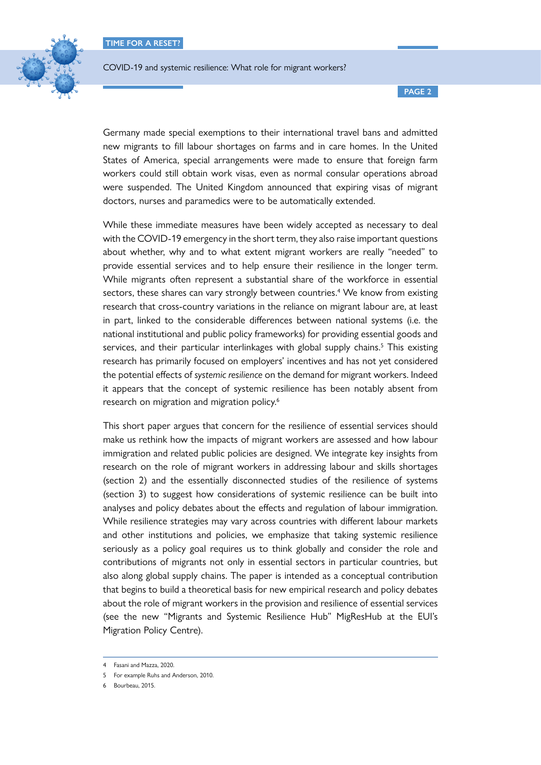Germany made special exemptions to their international travel bans and admitted new migrants to fill labour shortages on farms and in care homes. In the United States of America, special arrangements were made to ensure that foreign farm workers could still obtain work visas, even as normal consular operations abroad were suspended. The United Kingdom announced that expiring visas of migrant doctors, nurses and paramedics were to be automatically extended.

While these immediate measures have been widely accepted as necessary to deal with the COVID-19 emergency in the short term, they also raise important questions about whether, why and to what extent migrant workers are really "needed" to provide essential services and to help ensure their resilience in the longer term. While migrants often represent a substantial share of the workforce in essential sectors, these shares can vary strongly between countries.[4] We know from existing research that cross-country variations in the reliance on migrant labour are, at least in part, linked to the considerable differences between national systems (i.e. the national institutional and public policy frameworks) for providing essential goods and services, and their particular interlinkages with global supply chains.[5] This existing research has primarily focused on employers' incentives and has not yet considered the potential effects of *systemic resilience* on the demand for migrant workers. Indeed it appears that the concept of systemic resilience has been notably absent from research on migration and migration policy.[6]

This short paper argues that concern for the resilience of essential services should make us rethink how the impacts of migrant workers are assessed and how labour immigration and related public policies are designed. We integrate key insights from research on the role of migrant workers in addressing labour and skills shortages (section 2) and the essentially disconnected studies of the resilience of systems (section 3) to suggest how considerations of systemic resilience can be built into analyses and policy debates about the effects and regulation of labour immigration. While resilience strategies may vary across countries with different labour markets and other institutions and policies, we emphasize that taking systemic resilience seriously as a policy goal requires us to think globally and consider the role and contributions of migrants not only in essential sectors in particular countries, but also along global supply chains. The paper is intended as a conceptual contribution that begins to build a theoretical basis for new empirical research and policy debates about the role of migrant workers in the provision and resilience of essential services (see the new "Migrants and Systemic Resilience Hub" MigResHub at the EUI's Migration Policy Centre).

---

4 Fasani and Mazza, 2020.

5 For example Ruhs and Anderson, 2010.

6 Bourbeau, 2015.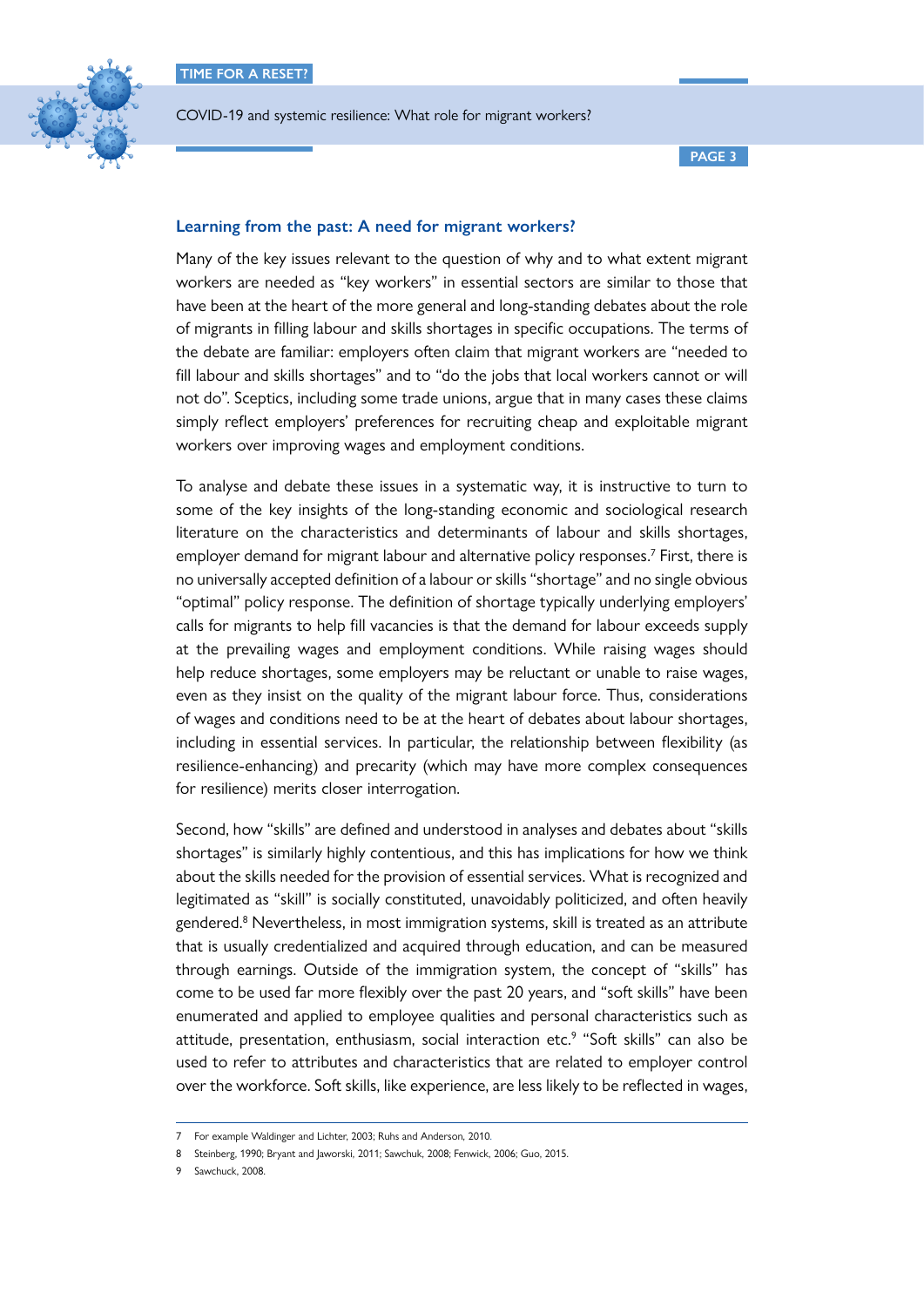### Learning from the past: A need for migrant workers?

Many of the key issues relevant to the question of why and to what extent migrant workers are needed as "key workers" in essential sectors are similar to those that have been at the heart of the more general and long-standing debates about the role of migrants in filling labour and skills shortages in specific occupations. The terms of the debate are familiar: employers often claim that migrant workers are "needed to fill labour and skills shortages" and to "do the jobs that local workers cannot or will not do". Sceptics, including some trade unions, argue that in many cases these claims simply reflect employers' preferences for recruiting cheap and exploitable migrant workers over improving wages and employment conditions.

To analyse and debate these issues in a systematic way, it is instructive to turn to some of the key insights of the long-standing economic and sociological research literature on the characteristics and determinants of labour and skills shortages, employer demand for migrant labour and alternative policy responses.[7] First, there is no universally accepted definition of a labour or skills "shortage" and no single obvious "optimal" policy response. The definition of shortage typically underlying employers' calls for migrants to help fill vacancies is that the demand for labour exceeds supply at the prevailing wages and employment conditions. While raising wages should help reduce shortages, some employers may be reluctant or unable to raise wages, even as they insist on the quality of the migrant labour force. Thus, considerations of wages and conditions need to be at the heart of debates about labour shortages, including in essential services. In particular, the relationship between flexibility (as resilience-enhancing) and precarity (which may have more complex consequences for resilience) merits closer interrogation.

Second, how "skills" are defined and understood in analyses and debates about "skills shortages" is similarly highly contentious, and this has implications for how we think about the skills needed for the provision of essential services. What is recognized and legitimated as "skill" is socially constituted, unavoidably politicized, and often heavily gendered.[8] Nevertheless, in most immigration systems, skill is treated as an attribute that is usually credentialized and acquired through education, and can be measured through earnings. Outside of the immigration system, the concept of "skills" has come to be used far more flexibly over the past 20 years, and "soft skills" have been enumerated and applied to employee qualities and personal characteristics such as attitude, presentation, enthusiasm, social interaction etc.[9] "Soft skills" can also be used to refer to attributes and characteristics that are related to employer control over the workforce. Soft skills, like experience, are less likely to be reflected in wages,

7 For example Waldinger and Lichter, 2003; Ruhs and Anderson, 2010.

8 Steinberg, 1990; Bryant and Jaworski, 2011; Sawchuk, 2008; Fenwick, 2006; Guo, 2015.

9 Sawchuck, 2008.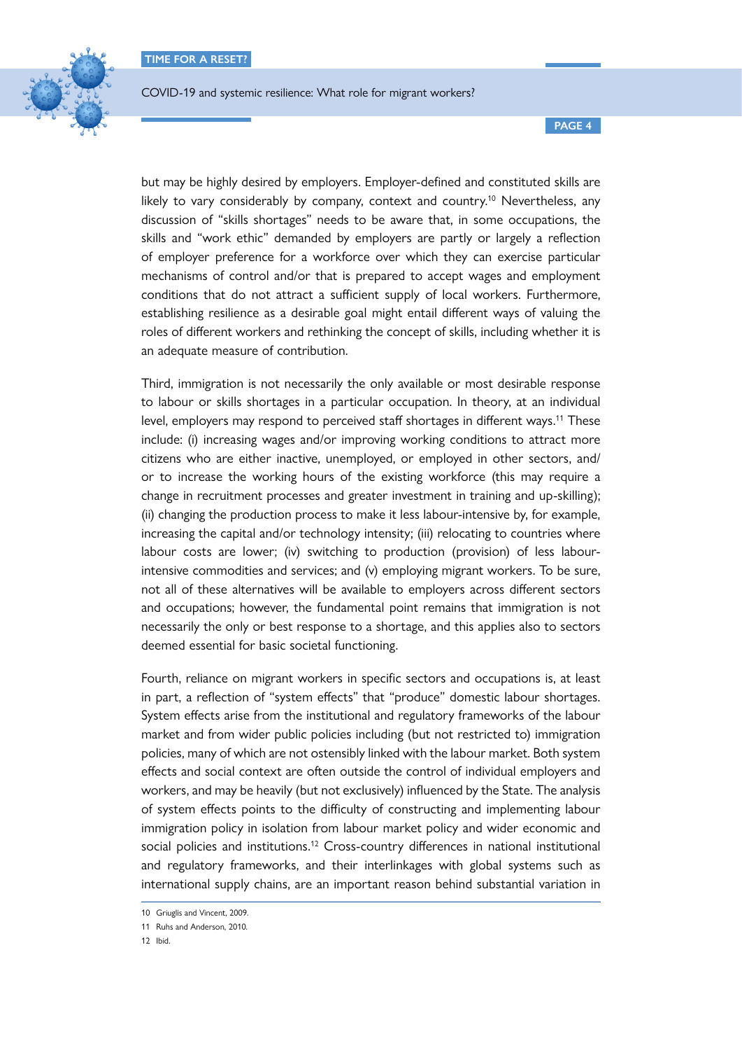but may be highly desired by employers. Employer-defined and constituted skills are likely to vary considerably by company, context and country.[10] Nevertheless, any discussion of "skills shortages" needs to be aware that, in some occupations, the skills and "work ethic" demanded by employers are partly or largely a reflection of employer preference for a workforce over which they can exercise particular mechanisms of control and/or that is prepared to accept wages and employment conditions that do not attract a sufficient supply of local workers. Furthermore, establishing resilience as a desirable goal might entail different ways of valuing the roles of different workers and rethinking the concept of skills, including whether it is an adequate measure of contribution.

Third, immigration is not necessarily the only available or most desirable response to labour or skills shortages in a particular occupation. In theory, at an individual level, employers may respond to perceived staff shortages in different ways.[11] These include: (i) increasing wages and/or improving working conditions to attract more citizens who are either inactive, unemployed, or employed in other sectors, and/or to increase the working hours of the existing workforce (this may require a change in recruitment processes and greater investment in training and up-skilling); (ii) changing the production process to make it less labour-intensive by, for example, increasing the capital and/or technology intensity; (iii) relocating to countries where labour costs are lower; (iv) switching to production (provision) of less labour-intensive commodities and services; and (v) employing migrant workers. To be sure, not all of these alternatives will be available to employers across different sectors and occupations; however, the fundamental point remains that immigration is not necessarily the only or best response to a shortage, and this applies also to sectors deemed essential for basic societal functioning.

Fourth, reliance on migrant workers in specific sectors and occupations is, at least in part, a reflection of "system effects" that "produce" domestic labour shortages. System effects arise from the institutional and regulatory frameworks of the labour market and from wider public policies including (but not restricted to) immigration policies, many of which are not ostensibly linked with the labour market. Both system effects and social context are often outside the control of individual employers and workers, and may be heavily (but not exclusively) influenced by the State. The analysis of system effects points to the difficulty of constructing and implementing labour immigration policy in isolation from labour market policy and wider economic and social policies and institutions.[12] Cross-country differences in national institutional and regulatory frameworks, and their interlinkages with global systems such as international supply chains, are an important reason behind substantial variation in

10 Griuglis and Vincent, 2009.

11 Ruhs and Anderson, 2010.

12 Ibid.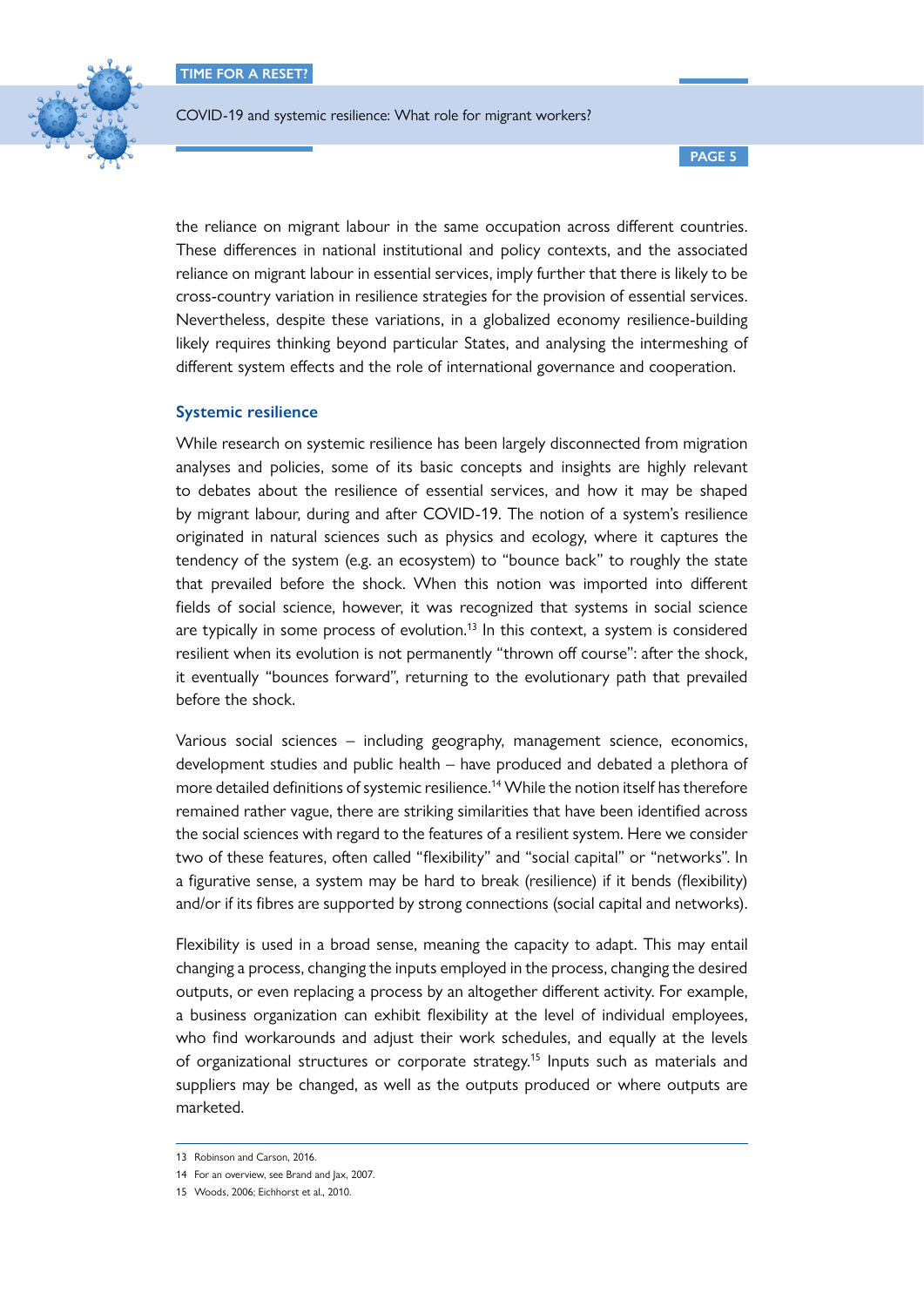the reliance on migrant labour in the same occupation across different countries. These differences in national institutional and policy contexts, and the associated reliance on migrant labour in essential services, imply further that there is likely to be cross-country variation in resilience strategies for the provision of essential services. Nevertheless, despite these variations, in a globalized economy resilience-building likely requires thinking beyond particular States, and analysing the intermeshing of different system effects and the role of international governance and cooperation.

### Systemic resilience

While research on systemic resilience has been largely disconnected from migration analyses and policies, some of its basic concepts and insights are highly relevant to debates about the resilience of essential services, and how it may be shaped by migrant labour, during and after COVID-19. The notion of a system's resilience originated in natural sciences such as physics and ecology, where it captures the tendency of the system (e.g. an ecosystem) to "bounce back" to roughly the state that prevailed before the shock. When this notion was imported into different fields of social science, however, it was recognized that systems in social science are typically in some process of evolution.[13] In this context, a system is considered resilient when its evolution is not permanently "thrown off course": after the shock, it eventually "bounces forward", returning to the evolutionary path that prevailed before the shock.

Various social sciences – including geography, management science, economics, development studies and public health – have produced and debated a plethora of more detailed definitions of systemic resilience.[14] While the notion itself has therefore remained rather vague, there are striking similarities that have been identified across the social sciences with regard to the features of a resilient system. Here we consider two of these features, often called "flexibility" and "social capital" or "networks". In a figurative sense, a system may be hard to break (resilience) if it bends (flexibility) and/or if its fibres are supported by strong connections (social capital and networks).

Flexibility is used in a broad sense, meaning the capacity to adapt. This may entail changing a process, changing the inputs employed in the process, changing the desired outputs, or even replacing a process by an altogether different activity. For example, a business organization can exhibit flexibility at the level of individual employees, who find workarounds and adjust their work schedules, and equally at the levels of organizational structures or corporate strategy.[15] Inputs such as materials and suppliers may be changed, as well as the outputs produced or where outputs are marketed.

---

13 Robinson and Carson, 2016.

14 For an overview, see Brand and Jax, 2007.

15 Woods, 2006; Eichhorst et al., 2010.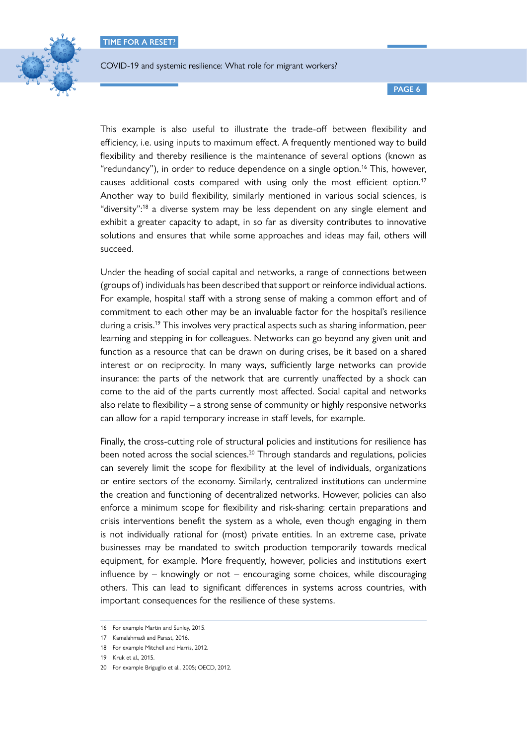This example is also useful to illustrate the trade-off between flexibility and efficiency, i.e. using inputs to maximum effect. A frequently mentioned way to build flexibility and thereby resilience is the maintenance of several options (known as "redundancy"), in order to reduce dependence on a single option.[16] This, however, causes additional costs compared with using only the most efficient option.[17] Another way to build flexibility, similarly mentioned in various social sciences, is "diversity":[18] a diverse system may be less dependent on any single element and exhibit a greater capacity to adapt, in so far as diversity contributes to innovative solutions and ensures that while some approaches and ideas may fail, others will succeed.

Under the heading of social capital and networks, a range of connections between (groups of) individuals has been described that support or reinforce individual actions. For example, hospital staff with a strong sense of making a common effort and of commitment to each other may be an invaluable factor for the hospital's resilience during a crisis.[19] This involves very practical aspects such as sharing information, peer learning and stepping in for colleagues. Networks can go beyond any given unit and function as a resource that can be drawn on during crises, be it based on a shared interest or on reciprocity. In many ways, sufficiently large networks can provide insurance: the parts of the network that are currently unaffected by a shock can come to the aid of the parts currently most affected. Social capital and networks also relate to flexibility – a strong sense of community or highly responsive networks can allow for a rapid temporary increase in staff levels, for example.

Finally, the cross-cutting role of structural policies and institutions for resilience has been noted across the social sciences.[20] Through standards and regulations, policies can severely limit the scope for flexibility at the level of individuals, organizations or entire sectors of the economy. Similarly, centralized institutions can undermine the creation and functioning of decentralized networks. However, policies can also enforce a minimum scope for flexibility and risk-sharing: certain preparations and crisis interventions benefit the system as a whole, even though engaging in them is not individually rational for (most) private entities. In an extreme case, private businesses may be mandated to switch production temporarily towards medical equipment, for example. More frequently, however, policies and institutions exert influence by – knowingly or not – encouraging some choices, while discouraging others. This can lead to significant differences in systems across countries, with important consequences for the resilience of these systems.

---

16 For example Martin and Sunley, 2015.

17 Kamalahmadi and Parast, 2016.

18 For example Mitchell and Harris, 2012.

19 Kruk et al., 2015.

20 For example Briguglio et al., 2005; OECD, 2012.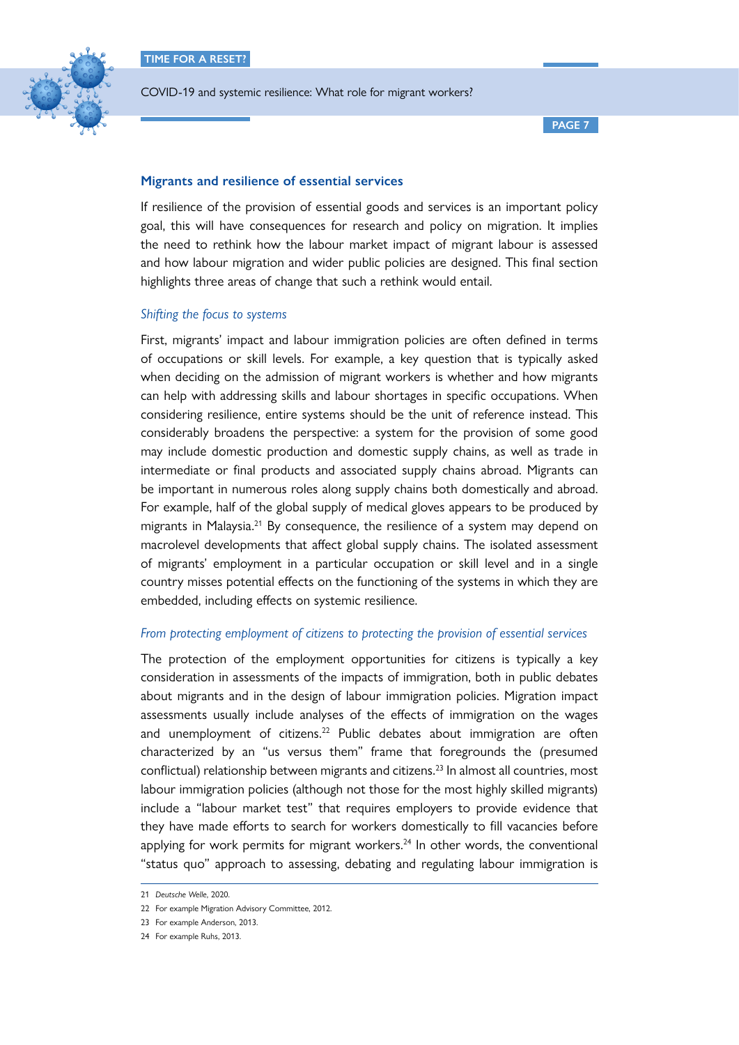## Migrants and resilience of essential services

If resilience of the provision of essential goods and services is an important policy goal, this will have consequences for research and policy on migration. It implies the need to rethink how the labour market impact of migrant labour is assessed and how labour migration and wider public policies are designed. This final section highlights three areas of change that such a rethink would entail.

### *Shifting the focus to systems*

First, migrants' impact and labour immigration policies are often defined in terms of occupations or skill levels. For example, a key question that is typically asked when deciding on the admission of migrant workers is whether and how migrants can help with addressing skills and labour shortages in specific occupations. When considering resilience, entire systems should be the unit of reference instead. This considerably broadens the perspective: a system for the provision of some good may include domestic production and domestic supply chains, as well as trade in intermediate or final products and associated supply chains abroad. Migrants can be important in numerous roles along supply chains both domestically and abroad. For example, half of the global supply of medical gloves appears to be produced by migrants in Malaysia.[21] By consequence, the resilience of a system may depend on macrolevel developments that affect global supply chains. The isolated assessment of migrants' employment in a particular occupation or skill level and in a single country misses potential effects on the functioning of the systems in which they are embedded, including effects on systemic resilience.

### *From protecting employment of citizens to protecting the provision of essential services*

The protection of the employment opportunities for citizens is typically a key consideration in assessments of the impacts of immigration, both in public debates about migrants and in the design of labour immigration policies. Migration impact assessments usually include analyses of the effects of immigration on the wages and unemployment of citizens.[22] Public debates about immigration are often characterized by an "us versus them" frame that foregrounds the (presumed conflictual) relationship between migrants and citizens.[23] In almost all countries, most labour immigration policies (although not those for the most highly skilled migrants) include a "labour market test" that requires employers to provide evidence that they have made efforts to search for workers domestically to fill vacancies before applying for work permits for migrant workers.[24] In other words, the conventional "status quo" approach to assessing, debating and regulating labour immigration is

---

21 *Deutsche Welle*, 2020.

22 For example Migration Advisory Committee, 2012.

23 For example Anderson, 2013.

24 For example Ruhs, 2013.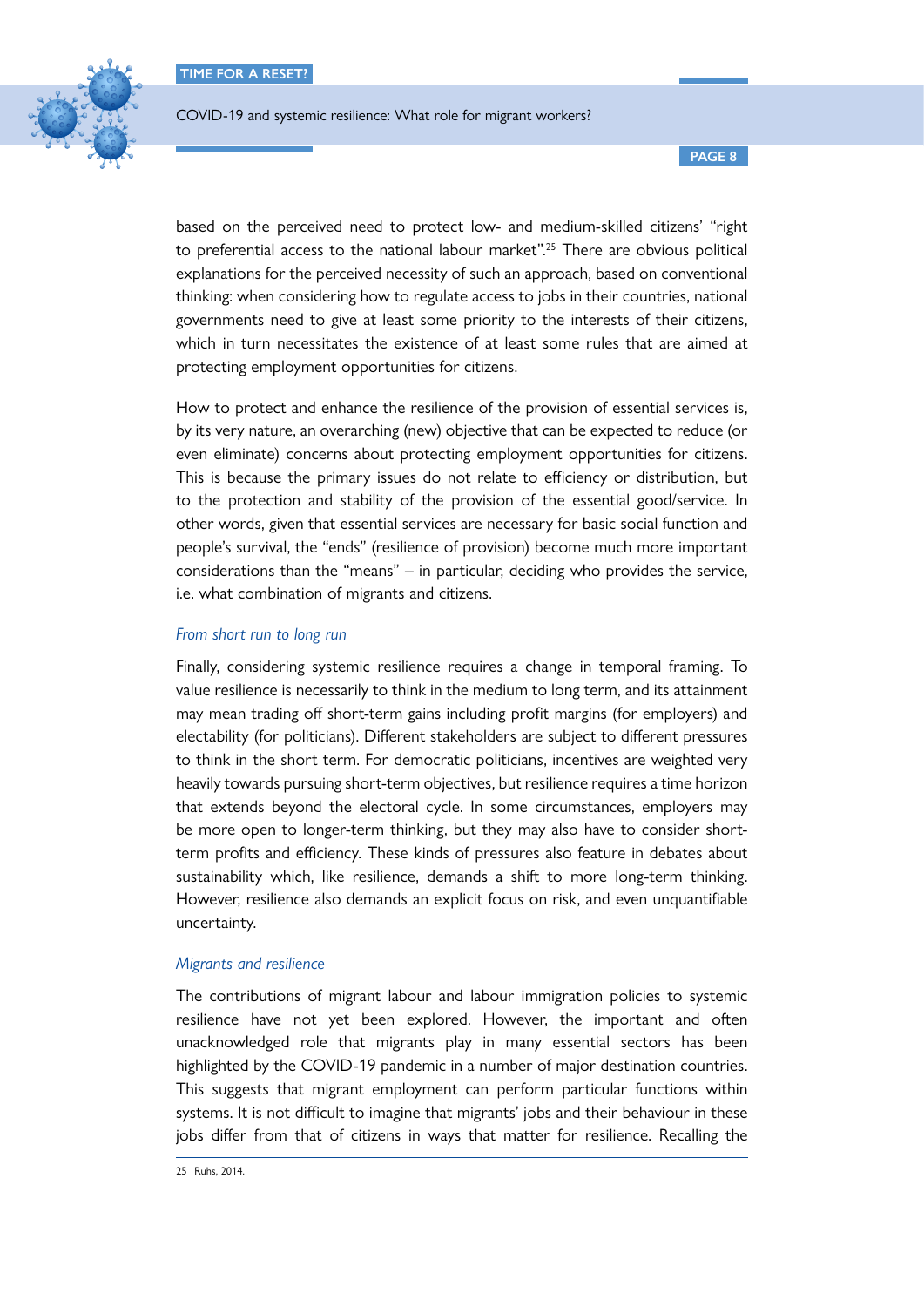based on the perceived need to protect low- and medium-skilled citizens' "right to preferential access to the national labour market".[25] There are obvious political explanations for the perceived necessity of such an approach, based on conventional thinking: when considering how to regulate access to jobs in their countries, national governments need to give at least some priority to the interests of their citizens, which in turn necessitates the existence of at least some rules that are aimed at protecting employment opportunities for citizens.

How to protect and enhance the resilience of the provision of essential services is, by its very nature, an overarching (new) objective that can be expected to reduce (or even eliminate) concerns about protecting employment opportunities for citizens. This is because the primary issues do not relate to efficiency or distribution, but to the protection and stability of the provision of the essential good/service. In other words, given that essential services are necessary for basic social function and people's survival, the "ends" (resilience of provision) become much more important considerations than the "means" – in particular, deciding who provides the service, i.e. what combination of migrants and citizens.

### *From short run to long run*

Finally, considering systemic resilience requires a change in temporal framing. To value resilience is necessarily to think in the medium to long term, and its attainment may mean trading off short-term gains including profit margins (for employers) and electability (for politicians). Different stakeholders are subject to different pressures to think in the short term. For democratic politicians, incentives are weighted very heavily towards pursuing short-term objectives, but resilience requires a time horizon that extends beyond the electoral cycle. In some circumstances, employers may be more open to longer-term thinking, but they may also have to consider short-term profits and efficiency. These kinds of pressures also feature in debates about sustainability which, like resilience, demands a shift to more long-term thinking. However, resilience also demands an explicit focus on risk, and even unquantifiable uncertainty.

### *Migrants and resilience*

The contributions of migrant labour and labour immigration policies to systemic resilience have not yet been explored. However, the important and often unacknowledged role that migrants play in many essential sectors has been highlighted by the COVID-19 pandemic in a number of major destination countries. This suggests that migrant employment can perform particular functions within systems. It is not difficult to imagine that migrants' jobs and their behaviour in these jobs differ from that of citizens in ways that matter for resilience. Recalling the

---

25 Ruhs, 2014.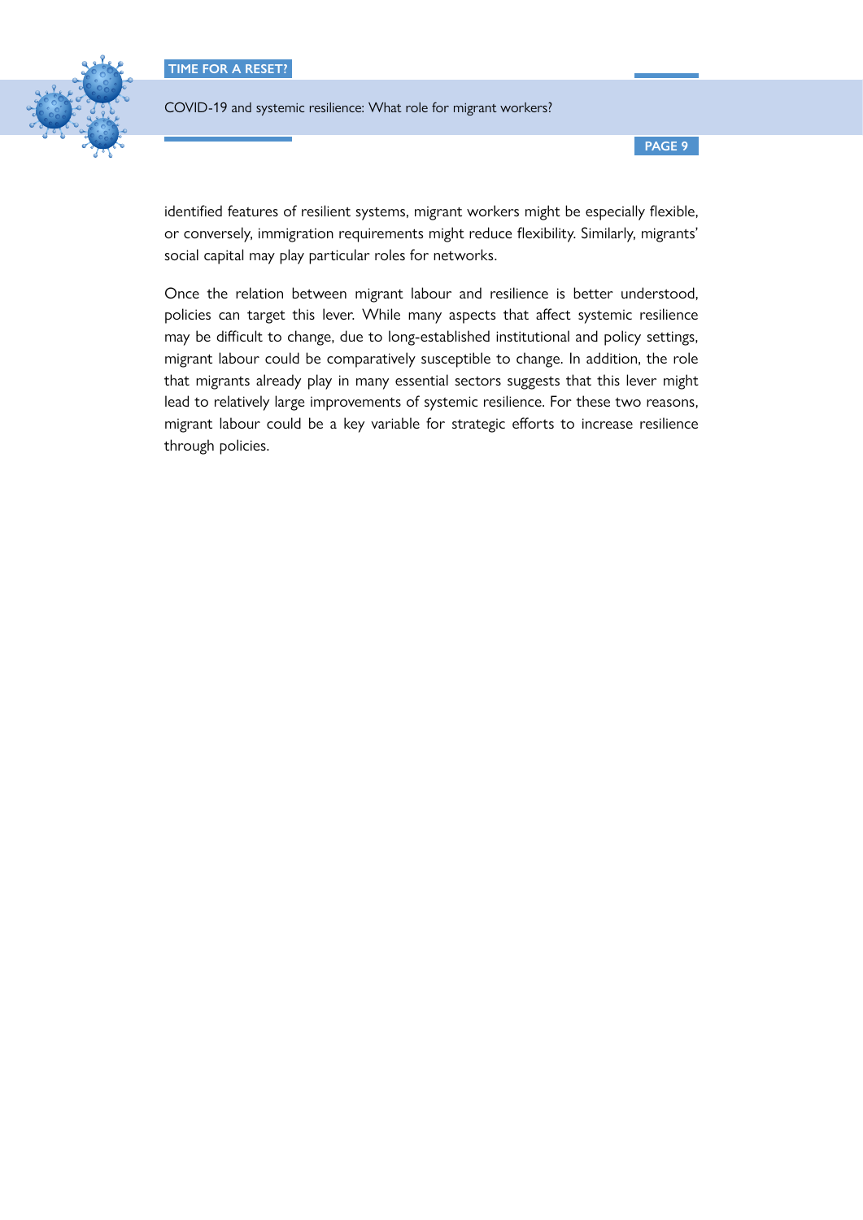identified features of resilient systems, migrant workers might be especially flexible, or conversely, immigration requirements might reduce flexibility. Similarly, migrants' social capital may play particular roles for networks.

Once the relation between migrant labour and resilience is better understood, policies can target this lever. While many aspects that affect systemic resilience may be difficult to change, due to long-established institutional and policy settings, migrant labour could be comparatively susceptible to change. In addition, the role that migrants already play in many essential sectors suggests that this lever might lead to relatively large improvements of systemic resilience. For these two reasons, migrant labour could be a key variable for strategic efforts to increase resilience through policies.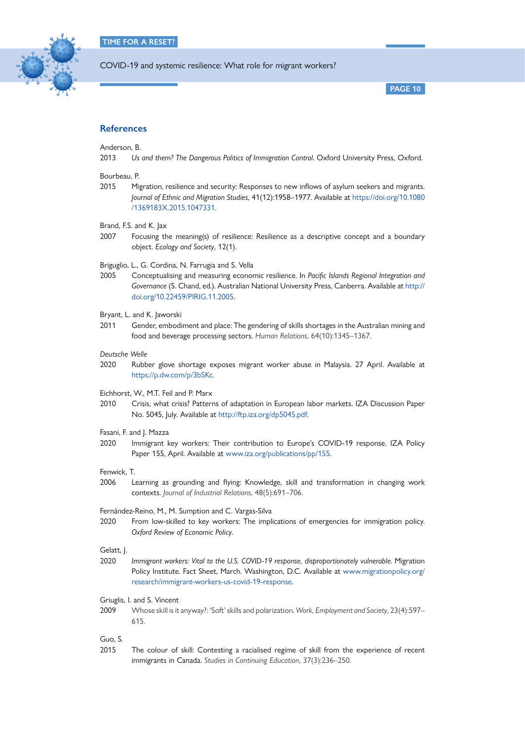## References

Anderson, B.
2013 *Us and them? The Dangerous Politics of Immigration Control*. Oxford University Press, Oxford.

Bourbeau, P.
2015 Migration, resilience and security: Responses to new inflows of asylum seekers and migrants. *Journal of Ethnic and Migration Studies*, 41(12):1958–1977. Available at https://doi.org/10.1080/1369183X.2015.1047331.

Brand, F.S. and K. Jax
2007 Focusing the meaning(s) of resilience: Resilience as a descriptive concept and a boundary object. *Ecology and Society*, 12(1).

Briguglio, L., G. Cordina, N. Farrugia and S. Vella
2005 Conceptualising and measuring economic resilience. In *Pacific Islands Regional Integration and Governance* (S. Chand, ed.). Australian National University Press, Canberra. Available at http://doi.org/10.22459/PIRIG.11.2005.

Bryant, L. and K. Jaworski
2011 Gender, embodiment and place: The gendering of skills shortages in the Australian mining and food and beverage processing sectors. *Human Relations*, 64(10):1345–1367.

*Deutsche Welle*
2020 Rubber glove shortage exposes migrant worker abuse in Malaysia. 27 April. Available at https://p.dw.com/p/3bSKc.

Eichhorst, W., M.T. Feil and P. Marx
2010 Crisis, what crisis? Patterns of adaptation in European labor markets. IZA Discussion Paper No. 5045, July. Available at http://ftp.iza.org/dp5045.pdf.

Fasani, F. and J. Mazza
2020 Immigrant key workers: Their contribution to Europe's COVID-19 response. IZA Policy Paper 155, April. Available at www.iza.org/publications/pp/155.

Fenwick, T.
2006 Learning as grounding and flying: Knowledge, skill and transformation in changing work contexts. *Journal of Industrial Relations*, 48(5):691–706.

Fernández-Reino, M., M. Sumption and C. Vargas-Silva
2020 From low-skilled to key workers: The implications of emergencies for immigration policy. *Oxford Review of Economic Policy*.

Gelatt, J.
2020 *Immigrant workers: Vital to the U.S. COVID-19 response, disproportionately vulnerable*. Migration Policy Institute. Fact Sheet, March. Washington, D.C. Available at www.migrationpolicy.org/research/immigrant-workers-us-covid-19-response.

Griuglis, I. and S. Vincent
2009 Whose skill is it anyway?: 'Soft' skills and polarization. *Work, Employment and Society*, 23(4):597–615.

Guo, S.
2015 The colour of skill: Contesting a racialised regime of skill from the experience of recent immigrants in Canada. *Studies in Continuing Education*, 37(3):236–250.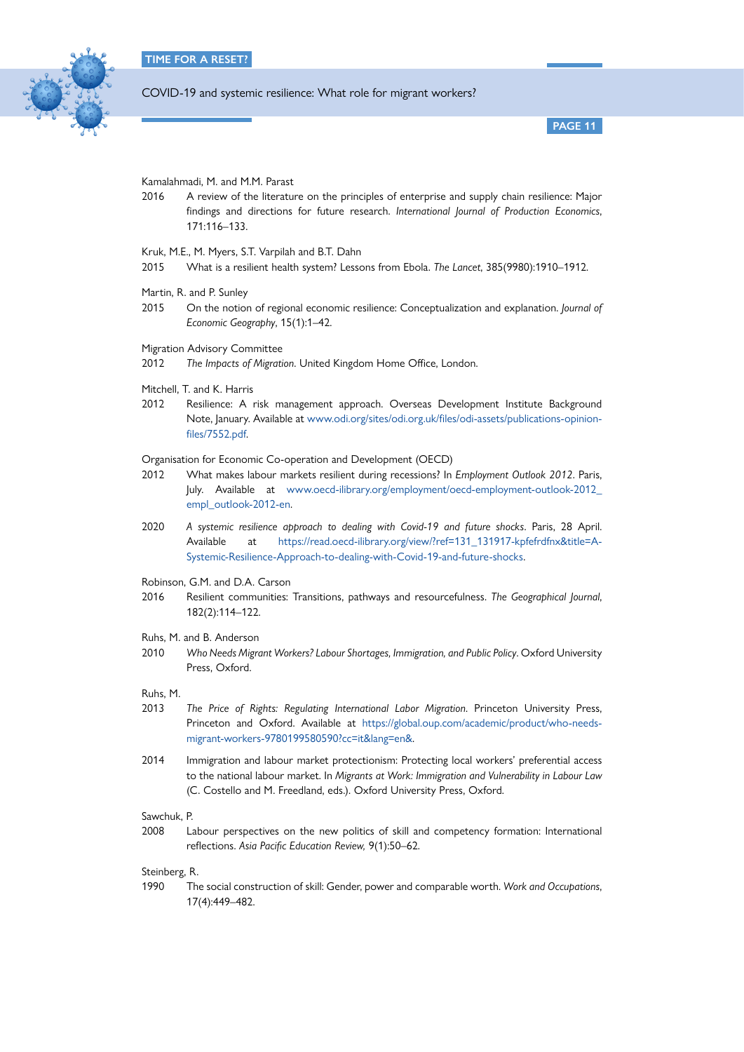Kamalahmadi, M. and M.M. Parast

2016 A review of the literature on the principles of enterprise and supply chain resilience: Major findings and directions for future research. *International Journal of Production Economics*, 171:116–133.

Kruk, M.E., M. Myers, S.T. Varpilah and B.T. Dahn

2015 What is a resilient health system? Lessons from Ebola. *The Lancet*, 385(9980):1910–1912.

Martin, R. and P. Sunley

2015 On the notion of regional economic resilience: Conceptualization and explanation. *Journal of Economic Geography*, 15(1):1–42.

Migration Advisory Committee

2012 *The Impacts of Migration*. United Kingdom Home Office, London.

Mitchell, T. and K. Harris

2012 Resilience: A risk management approach. Overseas Development Institute Background Note, January. Available at www.odi.org/sites/odi.org.uk/files/odi-assets/publications-opinion-files/7552.pdf.

Organisation for Economic Co-operation and Development (OECD)

2012 What makes labour markets resilient during recessions? In *Employment Outlook 2012*. Paris, July. Available at www.oecd-ilibrary.org/employment/oecd-employment-outlook-2012_empl_outlook-2012-en.

2020 *A systemic resilience approach to dealing with Covid-19 and future shocks*. Paris, 28 April. Available at https://read.oecd-ilibrary.org/view/?ref=131_131917-kpfefrdfnx&title=A-Systemic-Resilience-Approach-to-dealing-with-Covid-19-and-future-shocks.

Robinson, G.M. and D.A. Carson

2016 Resilient communities: Transitions, pathways and resourcefulness. *The Geographical Journal*, 182(2):114–122.

Ruhs, M. and B. Anderson

2010 *Who Needs Migrant Workers? Labour Shortages, Immigration, and Public Policy*. Oxford University Press, Oxford.

Ruhs, M.

2013 *The Price of Rights: Regulating International Labor Migration*. Princeton University Press, Princeton and Oxford. Available at https://global.oup.com/academic/product/who-needs-migrant-workers-9780199580590?cc=it&lang=en&.

2014 Immigration and labour market protectionism: Protecting local workers' preferential access to the national labour market. In *Migrants at Work: Immigration and Vulnerability in Labour Law* (C. Costello and M. Freedland, eds.). Oxford University Press, Oxford.

Sawchuk, P.

2008 Labour perspectives on the new politics of skill and competency formation: International reflections. *Asia Pacific Education Review,* 9(1):50–62.

Steinberg, R.

1990 The social construction of skill: Gender, power and comparable worth. *Work and Occupations*, 17(4):449–482.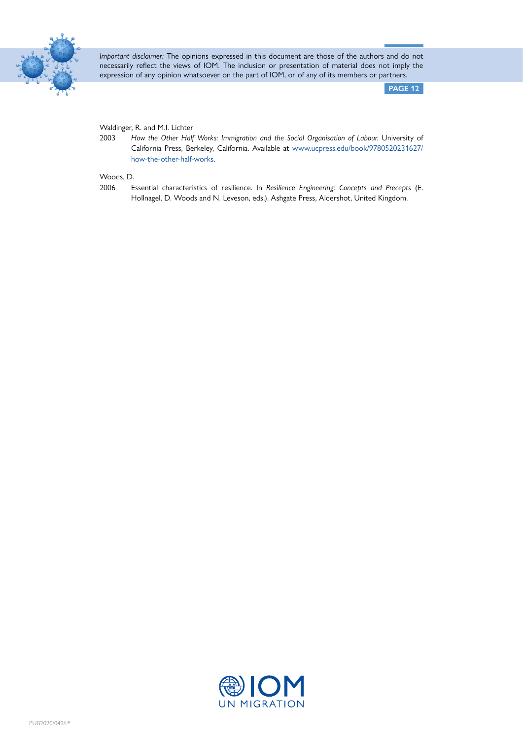Waldinger, R. and M.I. Lichter

2003 *How the Other Half Works: Immigration and the Social Organisation of Labour.* University of California Press, Berkeley, California. Available at www.ucpress.edu/book/9780520231627/how-the-other-half-works.

Woods, D.

2006 Essential characteristics of resilience. In *Resilience Engineering: Concepts and Precepts* (E. Hollnagel, D. Woods and N. Leveson, eds.). Ashgate Press, Aldershot, United Kingdom.

PUB2020/049/L*